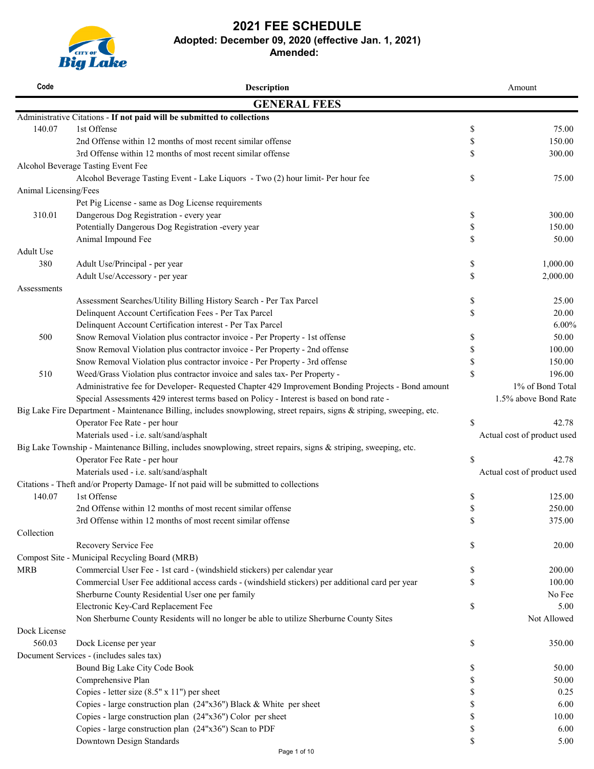# 2021 FEE SCHEDULE

**Adopted: December 09, 2020 (effective Jan. 1, 2021)**

**Amended:**

| Code | Description | Amount |
|---|---|---|
| | **GENERAL FEES** | |
| Administrative Citations - **If not paid will be submitted to collections** | | |
| 140.07 | 1st Offense | $ 75.00 |
| | 2nd Offense within 12 months of most recent similar offense | $ 150.00 |
| | 3rd Offense within 12 months of most recent similar offense | $ 300.00 |
| Alcohol Beverage Tasting Event Fee | | |
| | Alcohol Beverage Tasting Event - Lake Liquors - Two (2) hour limit- Per hour fee | $ 75.00 |
| Animal Licensing/Fees | | |
| | Pet Pig License - same as Dog License requirements | |
| 310.01 | Dangerous Dog Registration - every year | $ 300.00 |
| | Potentially Dangerous Dog Registration -every year | $ 150.00 |
| | Animal Impound Fee | $ 50.00 |
| Adult Use | | |
| 380 | Adult Use/Principal - per year | $ 1,000.00 |
| | Adult Use/Accessory - per year | $ 2,000.00 |
| Assessments | | |
| | Assessment Searches/Utility Billing History Search - Per Tax Parcel | $ 25.00 |
| | Delinquent Account Certification Fees - Per Tax Parcel | $ 20.00 |
| | Delinquent Account Certification interest - Per Tax Parcel | 6.00% |
| 500 | Snow Removal Violation plus contractor invoice - Per Property - 1st offense | $ 50.00 |
| | Snow Removal Violation plus contractor invoice - Per Property - 2nd offense | $ 100.00 |
| | Snow Removal Violation plus contractor invoice - Per Property - 3rd offense | $ 150.00 |
| 510 | Weed/Grass Violation plus contractor invoice and sales tax- Per Property - | $ 196.00 |
| | Administrative fee for Developer- Requested Chapter 429 Improvement Bonding Projects - Bond amount | 1% of Bond Total |
| | Special Assessments 429 interest terms based on Policy - Interest is based on bond rate - | 1.5% above Bond Rate |
| Big Lake Fire Department - Maintenance Billing, includes snowplowing, street repairs, signs & striping, sweeping, etc. | | |
| | Operator Fee Rate - per hour | $ 42.78 |
| | Materials used - i.e. salt/sand/asphalt | Actual cost of product used |
| Big Lake Township - Maintenance Billing, includes snowplowing, street repairs, signs & striping, sweeping, etc. | | |
| | Operator Fee Rate - per hour | $ 42.78 |
| | Materials used - i.e. salt/sand/asphalt | Actual cost of product used |
| Citations - Theft and/or Property Damage- If not paid will be submitted to collections | | |
| 140.07 | 1st Offense | $ 125.00 |
| | 2nd Offense within 12 months of most recent similar offense | $ 250.00 |
| | 3rd Offense within 12 months of most recent similar offense | $ 375.00 |
| Collection | | |
| | Recovery Service Fee | $ 20.00 |
| Compost Site - Municipal Recycling Board (MRB) | | |
| MRB | Commercial User Fee - 1st card - (windshield stickers) per calendar year | $ 200.00 |
| | Commercial User Fee additional access cards - (windshield stickers) per additional card per year | $ 100.00 |
| | Sherburne County Residential User one per family | No Fee |
| | Electronic Key-Card Replacement Fee | $ 5.00 |
| | Non Sherburne County Residents will no longer be able to utilize Sherburne County Sites | Not Allowed |
| Dock License | | |
| 560.03 | Dock License per year | $ 350.00 |
| Document Services - (includes sales tax) | | |
| | Bound Big Lake City Code Book | $ 50.00 |
| | Comprehensive Plan | $ 50.00 |
| | Copies - letter size (8.5" x 11") per sheet | $ 0.25 |
| | Copies - large construction plan (24"x36") Black & White per sheet | $ 6.00 |
| | Copies - large construction plan (24"x36") Color per sheet | $ 10.00 |
| | Copies - large construction plan (24"x36") Scan to PDF | $ 6.00 |
| | Downtown Design Standards | $ 5.00 |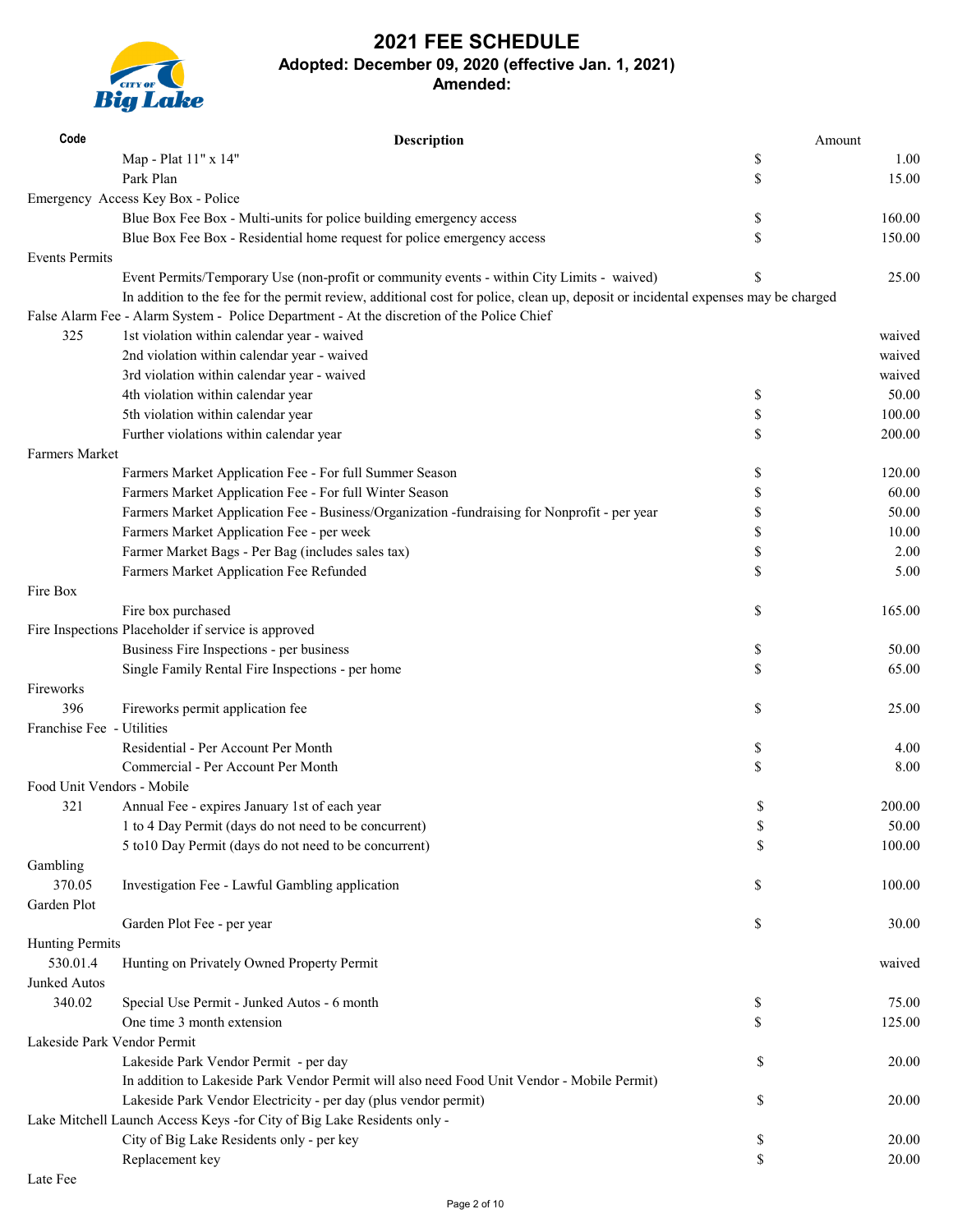# 2021 FEE SCHEDULE

**Adopted: December 09, 2020 (effective Jan. 1, 2021)**

**Amended:**

| Code | Description | | Amount |
|---|---|---|---|
| | Map - Plat 11" x 14" | $ | 1.00 |
| | Park Plan | $ | 15.00 |
| Emergency Access Key Box - Police | | | |
| | Blue Box Fee Box - Multi-units for police building emergency access | $ | 160.00 |
| | Blue Box Fee Box - Residential home request for police emergency access | $ | 150.00 |
| Events Permits | | | |
| | Event Permits/Temporary Use (non-profit or community events - within City Limits - waived) | $ | 25.00 |
| | In addition to the fee for the permit review, additional cost for police, clean up, deposit or incidental expenses may be charged | | |
| False Alarm Fee - Alarm System - Police Department - At the discretion of the Police Chief | | | |
| 325 | 1st violation within calendar year - waived | | waived |
| | 2nd violation within calendar year - waived | | waived |
| | 3rd violation within calendar year - waived | | waived |
| | 4th violation within calendar year | $ | 50.00 |
| | 5th violation within calendar year | $ | 100.00 |
| | Further violations within calendar year | $ | 200.00 |
| Farmers Market | | | |
| | Farmers Market Application Fee - For full Summer Season | $ | 120.00 |
| | Farmers Market Application Fee - For full Winter Season | $ | 60.00 |
| | Farmers Market Application Fee - Business/Organization -fundraising for Nonprofit - per year | $ | 50.00 |
| | Farmers Market Application Fee - per week | $ | 10.00 |
| | Farmer Market Bags - Per Bag (includes sales tax) | $ | 2.00 |
| | Farmers Market Application Fee Refunded | $ | 5.00 |
| Fire Box | | | |
| | Fire box purchased | $ | 165.00 |
| Fire Inspections Placeholder if service is approved | | | |
| | Business Fire Inspections - per business | $ | 50.00 |
| | Single Family Rental Fire Inspections - per home | $ | 65.00 |
| Fireworks | | | |
| 396 | Fireworks permit application fee | $ | 25.00 |
| Franchise Fee - Utilities | | | |
| | Residential - Per Account Per Month | $ | 4.00 |
| | Commercial - Per Account Per Month | $ | 8.00 |
| Food Unit Vendors - Mobile | | | |
| 321 | Annual Fee - expires January 1st of each year | $ | 200.00 |
| | 1 to 4 Day Permit (days do not need to be concurrent) | $ | 50.00 |
| | 5 to10 Day Permit (days do not need to be concurrent) | $ | 100.00 |
| Gambling | | | |
| 370.05 | Investigation Fee - Lawful Gambling application | $ | 100.00 |
| Garden Plot | | | |
| | Garden Plot Fee - per year | $ | 30.00 |
| Hunting Permits | | | |
| 530.01.4 | Hunting on Privately Owned Property Permit | | waived |
| Junked Autos | | | |
| 340.02 | Special Use Permit - Junked Autos - 6 month | $ | 75.00 |
| | One time 3 month extension | $ | 125.00 |
| Lakeside Park Vendor Permit | | | |
| | Lakeside Park Vendor Permit - per day | $ | 20.00 |
| | In addition to Lakeside Park Vendor Permit will also need Food Unit Vendor - Mobile Permit) | | |
| | Lakeside Park Vendor Electricity - per day (plus vendor permit) | $ | 20.00 |
| Lake Mitchell Launch Access Keys -for City of Big Lake Residents only - | | | |
| | City of Big Lake Residents only - per key | $ | 20.00 |
| | Replacement key | $ | 20.00 |
| Late Fee | | | |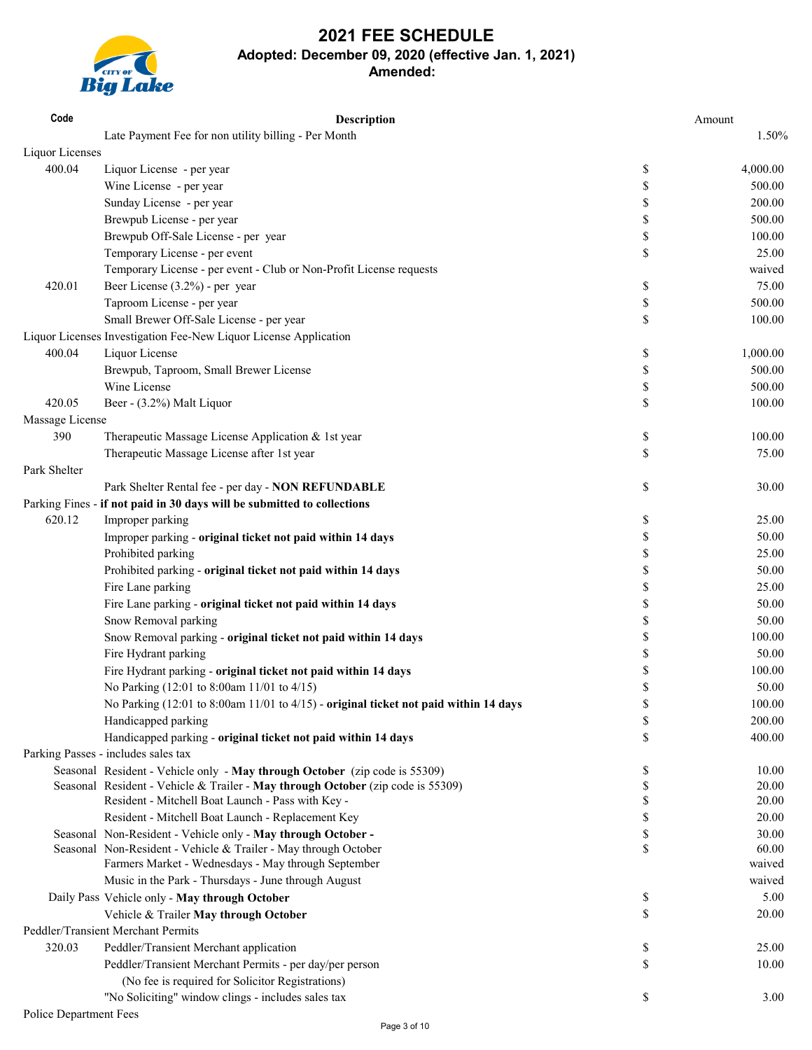# 2021 FEE SCHEDULE

**Adopted: December 09, 2020 (effective Jan. 1, 2021)**

**Amended:**

| Code | Description | | Amount |
|---|---|---|---|
| | Late Payment Fee for non utility billing - Per Month | | 1.50% |
| Liquor Licenses | | | |
| 400.04 | Liquor License - per year | $ | 4,000.00 |
| | Wine License - per year | $ | 500.00 |
| | Sunday License - per year | $ | 200.00 |
| | Brewpub License - per year | $ | 500.00 |
| | Brewpub Off-Sale License - per year | $ | 100.00 |
| | Temporary License - per event | $ | 25.00 |
| | Temporary License - per event - Club or Non-Profit License requests | | waived |
| 420.01 | Beer License (3.2%) - per year | $ | 75.00 |
| | Taproom License - per year | $ | 500.00 |
| | Small Brewer Off-Sale License - per year | $ | 100.00 |
| Liquor Licenses Investigation Fee-New Liquor License Application | | | |
| 400.04 | Liquor License | $ | 1,000.00 |
| | Brewpub, Taproom, Small Brewer License | $ | 500.00 |
| | Wine License | $ | 500.00 |
| 420.05 | Beer - (3.2%) Malt Liquor | $ | 100.00 |
| Massage License | | | |
| 390 | Therapeutic Massage License Application & 1st year | $ | 100.00 |
| | Therapeutic Massage License after 1st year | $ | 75.00 |
| Park Shelter | | | |
| | Park Shelter Rental fee - per day - **NON REFUNDABLE** | $ | 30.00 |
| Parking Fines - **if not paid in 30 days will be submitted to collections** | | | |
| 620.12 | Improper parking | $ | 25.00 |
| | Improper parking - **original ticket not paid within 14 days** | $ | 50.00 |
| | Prohibited parking | $ | 25.00 |
| | Prohibited parking - **original ticket not paid within 14 days** | $ | 50.00 |
| | Fire Lane parking | $ | 25.00 |
| | Fire Lane parking - **original ticket not paid within 14 days** | $ | 50.00 |
| | Snow Removal parking | $ | 50.00 |
| | Snow Removal parking - **original ticket not paid within 14 days** | $ | 100.00 |
| | Fire Hydrant parking | $ | 50.00 |
| | Fire Hydrant parking - **original ticket not paid within 14 days** | $ | 100.00 |
| | No Parking (12:01 to 8:00am 11/01 to 4/15) | $ | 50.00 |
| | No Parking (12:01 to 8:00am 11/01 to 4/15) - **original ticket not paid within 14 days** | $ | 100.00 |
| | Handicapped parking | $ | 200.00 |
| | Handicapped parking - **original ticket not paid within 14 days** | $ | 400.00 |
| Parking Passes - includes sales tax | | | |
| Seasonal | Resident - Vehicle only - **May through October** (zip code is 55309) | $ | 10.00 |
| Seasonal | Resident - Vehicle & Trailer - **May through October** (zip code is 55309) | $ | 20.00 |
| | Resident - Mitchell Boat Launch - Pass with Key - | $ | 20.00 |
| | Resident - Mitchell Boat Launch - Replacement Key | $ | 20.00 |
| Seasonal | Non-Resident - Vehicle only - **May through October -** | $ | 30.00 |
| Seasonal | Non-Resident - Vehicle & Trailer - May through October | $ | 60.00 |
| | Farmers Market - Wednesdays - May through September | | waived |
| | Music in the Park - Thursdays - June through August | | waived |
| Daily Pass | Vehicle only - **May through October** | $ | 5.00 |
| | Vehicle & Trailer **May through October** | $ | 20.00 |
| Peddler/Transient Merchant Permits | | | |
| 320.03 | Peddler/Transient Merchant application | $ | 25.00 |
| | Peddler/Transient Merchant Permits - per day/per person | $ | 10.00 |
| | (No fee is required for Solicitor Registrations) | | |
| | "No Soliciting" window clings - includes sales tax | $ | 3.00 |
| Police Department Fees | | | |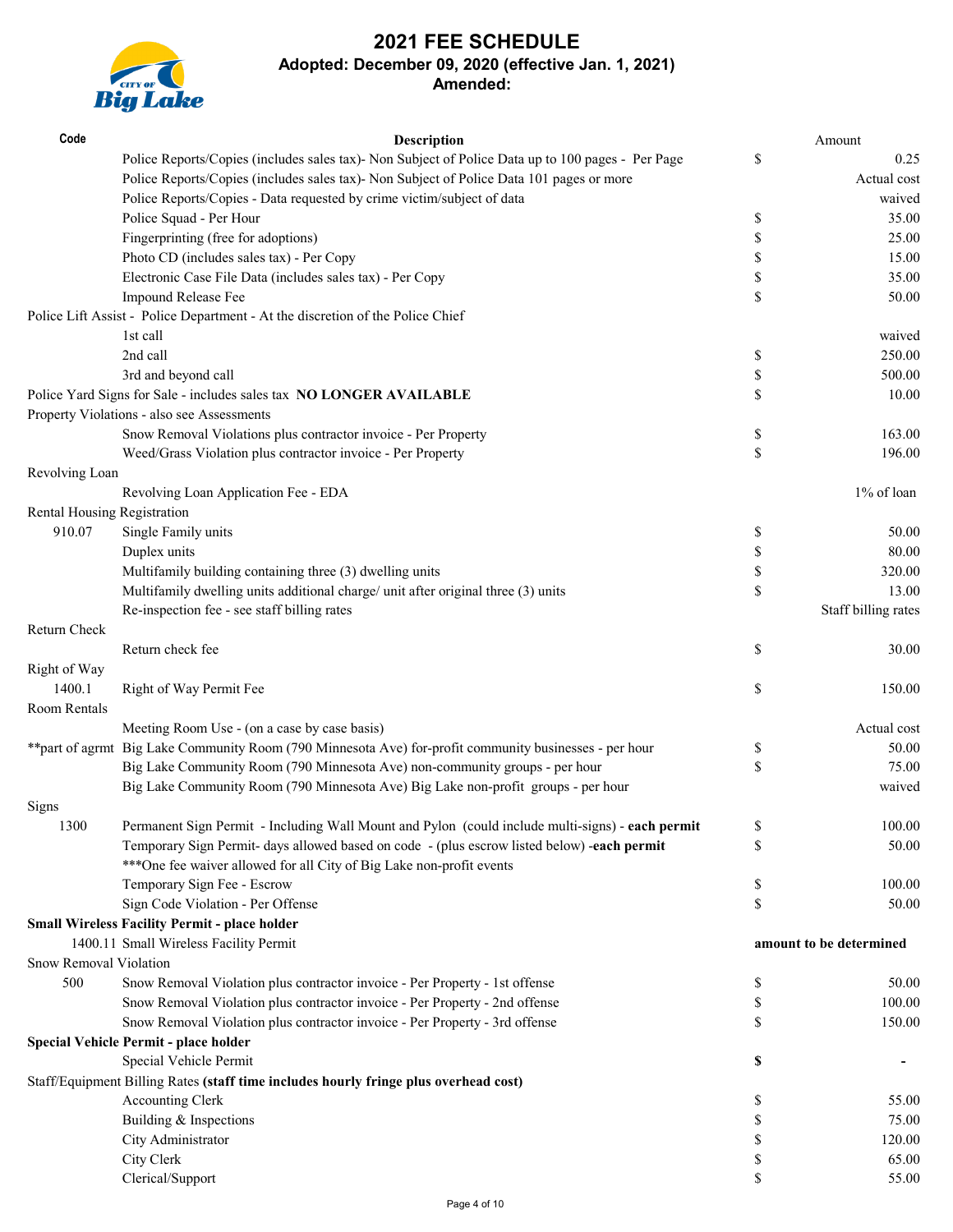# 2021 FEE SCHEDULE

**Adopted: December 09, 2020 (effective Jan. 1, 2021)**

**Amended:**

| Code | Description | | Amount |
|---|---|---|---|
| | Police Reports/Copies (includes sales tax)- Non Subject of Police Data up to 100 pages - Per Page | $ | 0.25 |
| | Police Reports/Copies (includes sales tax)- Non Subject of Police Data 101 pages or more | | Actual cost |
| | Police Reports/Copies - Data requested by crime victim/subject of data | | waived |
| | Police Squad - Per Hour | $ | 35.00 |
| | Fingerprinting (free for adoptions) | $ | 25.00 |
| | Photo CD (includes sales tax) - Per Copy | $ | 15.00 |
| | Electronic Case File Data (includes sales tax) - Per Copy | $ | 35.00 |
| | Impound Release Fee | $ | 50.00 |
| Police Lift Assist - Police Department - At the discretion of the Police Chief | | | |
| | 1st call | | waived |
| | 2nd call | $ | 250.00 |
| | 3rd and beyond call | $ | 500.00 |
| Police Yard Signs for Sale - includes sales tax **NO LONGER AVAILABLE** | | $ | 10.00 |
| Property Violations - also see Assessments | | | |
| | Snow Removal Violations plus contractor invoice - Per Property | $ | 163.00 |
| | Weed/Grass Violation plus contractor invoice - Per Property | $ | 196.00 |
| Revolving Loan | | | |
| | Revolving Loan Application Fee - EDA | | 1% of loan |
| Rental Housing Registration | | | |
| 910.07 | Single Family units | $ | 50.00 |
| | Duplex units | $ | 80.00 |
| | Multifamily building containing three (3) dwelling units | $ | 320.00 |
| | Multifamily dwelling units additional charge/ unit after original three (3) units | $ | 13.00 |
| | Re-inspection fee - see staff billing rates | | Staff billing rates |
| Return Check | | | |
| | Return check fee | $ | 30.00 |
| Right of Way | | | |
| 1400.1 | Right of Way Permit Fee | $ | 150.00 |
| Room Rentals | | | |
| | Meeting Room Use - (on a case by case basis) | | Actual cost |
| **part of agrmt | Big Lake Community Room (790 Minnesota Ave) for-profit community businesses - per hour | $ | 50.00 |
| | Big Lake Community Room (790 Minnesota Ave) non-community groups - per hour | $ | 75.00 |
| | Big Lake Community Room (790 Minnesota Ave) Big Lake non-profit groups - per hour | | waived |
| Signs | | | |
| 1300 | Permanent Sign Permit - Including Wall Mount and Pylon (could include multi-signs) - **each permit** | $ | 100.00 |
| | Temporary Sign Permit- days allowed based on code - (plus escrow listed below) -**each permit** | $ | 50.00 |
| | ***One fee waiver allowed for all City of Big Lake non-profit events | | |
| | Temporary Sign Fee - Escrow | $ | 100.00 |
| | Sign Code Violation - Per Offense | $ | 50.00 |
| **Small Wireless Facility Permit - place holder** | | | |
| 1400.11 | Small Wireless Facility Permit | | **amount to be determined** |
| Snow Removal Violation | | | |
| 500 | Snow Removal Violation plus contractor invoice - Per Property - 1st offense | $ | 50.00 |
| | Snow Removal Violation plus contractor invoice - Per Property - 2nd offense | $ | 100.00 |
| | Snow Removal Violation plus contractor invoice - Per Property - 3rd offense | $ | 150.00 |
| **Special Vehicle Permit - place holder** | | | |
| | Special Vehicle Permit | **$** | **-** |
| Staff/Equipment Billing Rates **(staff time includes hourly fringe plus overhead cost)** | | | |
| | Accounting Clerk | $ | 55.00 |
| | Building & Inspections | $ | 75.00 |
| | City Administrator | $ | 120.00 |
| | City Clerk | $ | 65.00 |
| | Clerical/Support | $ | 55.00 |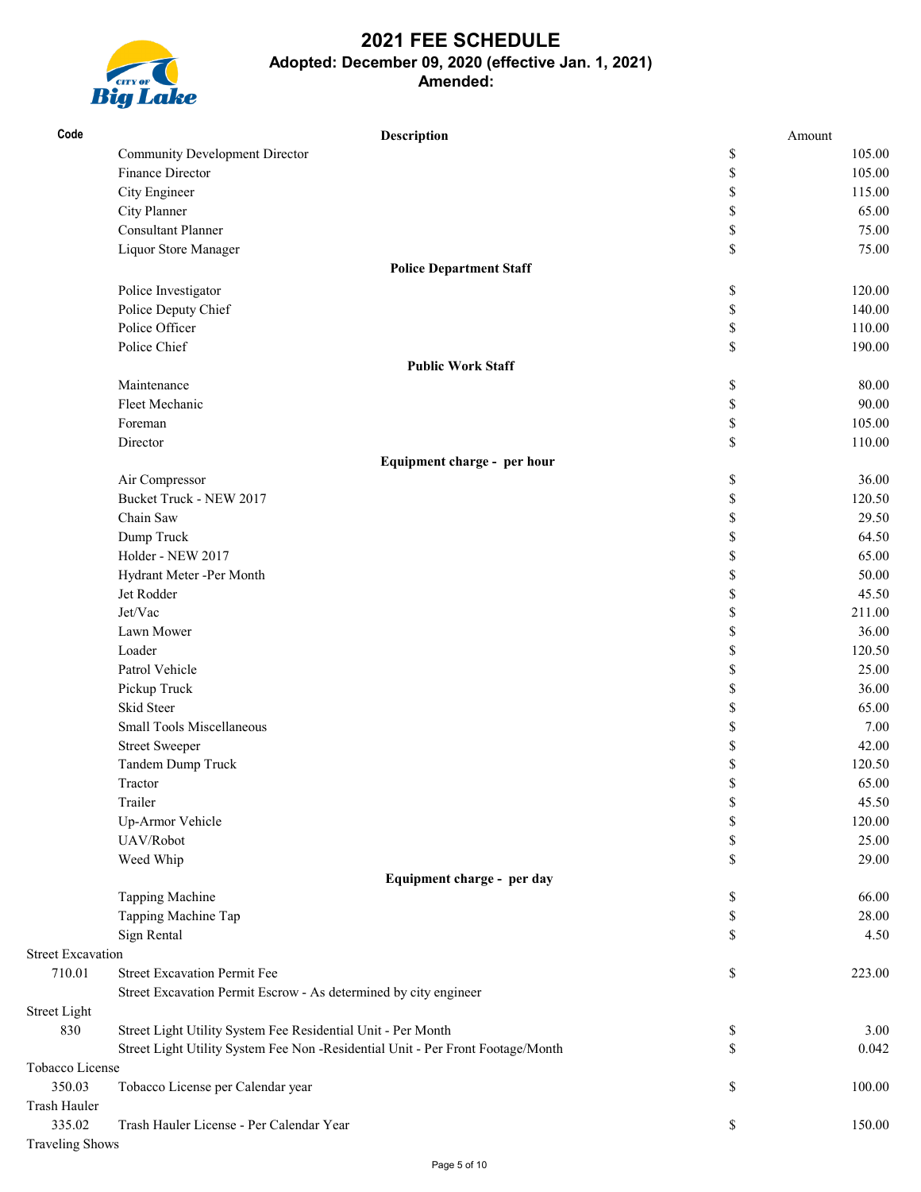# 2021 FEE SCHEDULE

**Adopted: December 09, 2020 (effective Jan. 1, 2021)**

**Amended:**

| Code | Description | | Amount |
|---|---|---|---|
| | Community Development Director | $ | 105.00 |
| | Finance Director | $ | 105.00 |
| | City Engineer | $ | 115.00 |
| | City Planner | $ | 65.00 |
| | Consultant Planner | $ | 75.00 |
| | Liquor Store Manager | $ | 75.00 |
| | **Police Department Staff** | | |
| | Police Investigator | $ | 120.00 |
| | Police Deputy Chief | $ | 140.00 |
| | Police Officer | $ | 110.00 |
| | Police Chief | $ | 190.00 |
| | **Public Work Staff** | | |
| | Maintenance | $ | 80.00 |
| | Fleet Mechanic | $ | 90.00 |
| | Foreman | $ | 105.00 |
| | Director | $ | 110.00 |
| | **Equipment charge - per hour** | | |
| | Air Compressor | $ | 36.00 |
| | Bucket Truck - NEW 2017 | $ | 120.50 |
| | Chain Saw | $ | 29.50 |
| | Dump Truck | $ | 64.50 |
| | Holder - NEW 2017 | $ | 65.00 |
| | Hydrant Meter -Per Month | $ | 50.00 |
| | Jet Rodder | $ | 45.50 |
| | Jet/Vac | $ | 211.00 |
| | Lawn Mower | $ | 36.00 |
| | Loader | $ | 120.50 |
| | Patrol Vehicle | $ | 25.00 |
| | Pickup Truck | $ | 36.00 |
| | Skid Steer | $ | 65.00 |
| | Small Tools Miscellaneous | $ | 7.00 |
| | Street Sweeper | $ | 42.00 |
| | Tandem Dump Truck | $ | 120.50 |
| | Tractor | $ | 65.00 |
| | Trailer | $ | 45.50 |
| | Up-Armor Vehicle | $ | 120.00 |
| | UAV/Robot | $ | 25.00 |
| | Weed Whip | $ | 29.00 |
| | **Equipment charge - per day** | | |
| | Tapping Machine | $ | 66.00 |
| | Tapping Machine Tap | $ | 28.00 |
| | Sign Rental | $ | 4.50 |
| Street Excavation | | | |
| 710.01 | Street Excavation Permit Fee | $ | 223.00 |
| | Street Excavation Permit Escrow - As determined by city engineer | | |
| Street Light | | | |
| 830 | Street Light Utility System Fee Residential Unit - Per Month | $ | 3.00 |
| | Street Light Utility System Fee Non -Residential Unit - Per Front Footage/Month | $ | 0.042 |
| Tobacco License | | | |
| 350.03 | Tobacco License per Calendar year | $ | 100.00 |
| Trash Hauler | | | |
| 335.02 | Trash Hauler License - Per Calendar Year | $ | 150.00 |
| Traveling Shows | | | |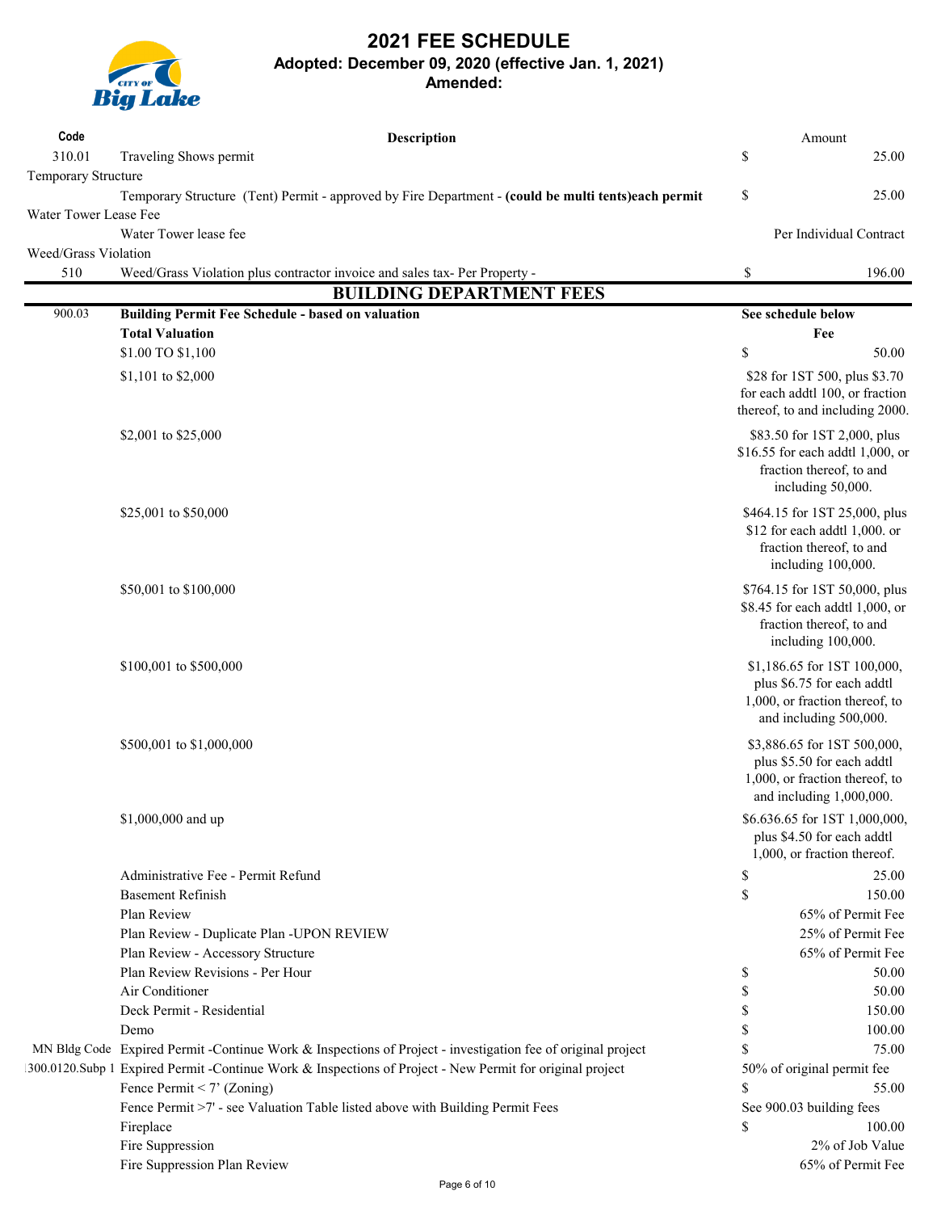# 2021 FEE SCHEDULE

**Adopted: December 09, 2020 (effective Jan. 1, 2021)**

**Amended:**

| Code | Description | Amount |
|---|---|---|
| 310.01 | Traveling Shows permit | $ 25.00 |
| Temporary Structure | | |
| | Temporary Structure (Tent) Permit - approved by Fire Department - **(could be multi tents)each permit** | $ 25.00 |
| Water Tower Lease Fee | | |
| | Water Tower lease fee | Per Individual Contract |
| Weed/Grass Violation | | |
| 510 | Weed/Grass Violation plus contractor invoice and sales tax- Per Property - | $ 196.00 |
| | **BUILDING DEPARTMENT FEES** | |
| 900.03 | **Building Permit Fee Schedule - based on valuation** | **See schedule below** |
| | **Total Valuation** | **Fee** |
| | $1.00 TO $1,100 | $ 50.00 |
| | $1,101 to $2,000 | $28 for 1ST 500, plus $3.70 for each addtl 100, or fraction thereof, to and including 2000. |
| | $2,001 to $25,000 | $83.50 for 1ST 2,000, plus $16.55 for each addtl 1,000, or fraction thereof, to and including 50,000. |
| | $25,001 to $50,000 | $464.15 for 1ST 25,000, plus $12 for each addtl 1,000. or fraction thereof, to and including 100,000. |
| | $50,001 to $100,000 | $764.15 for 1ST 50,000, plus $8.45 for each addtl 1,000, or fraction thereof, to and including 100,000. |
| | $100,001 to $500,000 | $1,186.65 for 1ST 100,000, plus $6.75 for each addtl 1,000, or fraction thereof, to and including 500,000. |
| | $500,001 to $1,000,000 | $3,886.65 for 1ST 500,000, plus $5.50 for each addtl 1,000, or fraction thereof, to and including 1,000,000. |
| | $1,000,000 and up | $6.636.65 for 1ST 1,000,000, plus $4.50 for each addtl 1,000, or fraction thereof. |
| | Administrative Fee - Permit Refund | $ 25.00 |
| | Basement Refinish | $ 150.00 |
| | Plan Review | 65% of Permit Fee |
| | Plan Review - Duplicate Plan -UPON REVIEW | 25% of Permit Fee |
| | Plan Review - Accessory Structure | 65% of Permit Fee |
| | Plan Review Revisions - Per Hour | $ 50.00 |
| | Air Conditioner | $ 50.00 |
| | Deck Permit - Residential | $ 150.00 |
| | Demo | $ 100.00 |
| MN Bldg Code | Expired Permit -Continue Work & Inspections of Project - investigation fee of original project | $ 75.00 |
| 1300.0120.Subp 1 | Expired Permit -Continue Work & Inspections of Project - New Permit for original project | 50% of original permit fee |
| | Fence Permit < 7' (Zoning) | $ 55.00 |
| | Fence Permit >7' - see Valuation Table listed above with Building Permit Fees | See 900.03 building fees |
| | Fireplace | $ 100.00 |
| | Fire Suppression | 2% of Job Value |
| | Fire Suppression Plan Review | 65% of Permit Fee |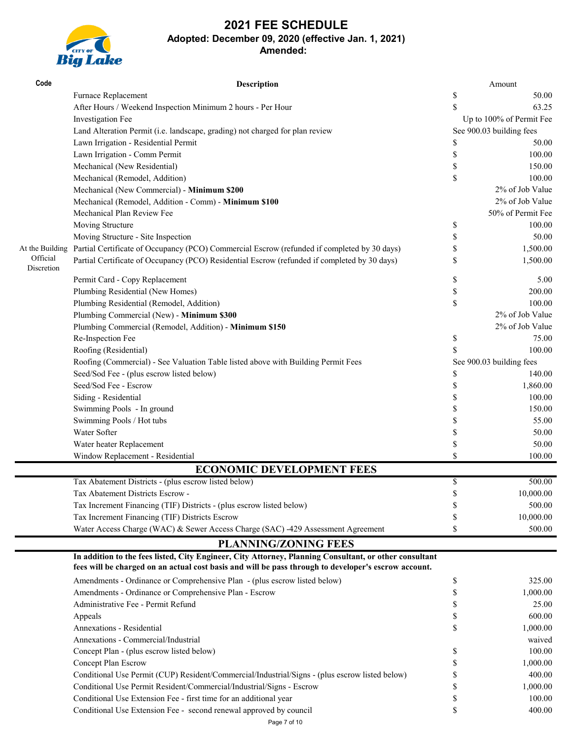# 2021 FEE SCHEDULE

**Adopted: December 09, 2020 (effective Jan. 1, 2021)**

**Amended:**

| Code | Description | | Amount |
|---|---|---|---|
| | Furnace Replacement | $ | 50.00 |
| | After Hours / Weekend Inspection Minimum 2 hours - Per Hour | $ | 63.25 |
| | Investigation Fee | | Up to 100% of Permit Fee |
| | Land Alteration Permit (i.e. landscape, grading) not charged for plan review | | See 900.03 building fees |
| | Lawn Irrigation - Residential Permit | $ | 50.00 |
| | Lawn Irrigation - Comm Permit | $ | 100.00 |
| | Mechanical (New Residential) | $ | 150.00 |
| | Mechanical (Remodel, Addition) | $ | 100.00 |
| | Mechanical (New Commercial) - **Minimum $200** | | 2% of Job Value |
| | Mechanical (Remodel, Addition - Comm) - **Minimum $100** | | 2% of Job Value |
| | Mechanical Plan Review Fee | | 50% of Permit Fee |
| | Moving Structure | $ | 100.00 |
| | Moving Structure - Site Inspection | $ | 50.00 |
| At the Building Official Discretion | Partial Certificate of Occupancy (PCO) Commercial Escrow (refunded if completed by 30 days) | $ | 1,500.00 |
| | Partial Certificate of Occupancy (PCO) Residential Escrow (refunded if completed by 30 days) | $ | 1,500.00 |
| | Permit Card - Copy Replacement | $ | 5.00 |
| | Plumbing Residential (New Homes) | $ | 200.00 |
| | Plumbing Residential (Remodel, Addition) | $ | 100.00 |
| | Plumbing Commercial (New) - **Minimum $300** | | 2% of Job Value |
| | Plumbing Commercial (Remodel, Addition) - **Minimum $150** | | 2% of Job Value |
| | Re-Inspection Fee | $ | 75.00 |
| | Roofing (Residential) | $ | 100.00 |
| | Roofing (Commercial) - See Valuation Table listed above with Building Permit Fees | | See 900.03 building fees |
| | Seed/Sod Fee - (plus escrow listed below) | $ | 140.00 |
| | Seed/Sod Fee - Escrow | $ | 1,860.00 |
| | Siding - Residential | $ | 100.00 |
| | Swimming Pools - In ground | $ | 150.00 |
| | Swimming Pools / Hot tubs | $ | 55.00 |
| | Water Softer | $ | 50.00 |
| | Water heater Replacement | $ | 50.00 |
| | Window Replacement - Residential | $ | 100.00 |

## ECONOMIC DEVELOPMENT FEES

| Code | Description | | Amount |
|---|---|---|---|
| | Tax Abatement Districts - (plus escrow listed below) | $ | 500.00 |
| | Tax Abatement Districts Escrow - | $ | 10,000.00 |
| | Tax Increment Financing (TIF) Districts - (plus escrow listed below) | $ | 500.00 |
| | Tax Increment Financing (TIF) Districts Escrow | $ | 10,000.00 |
| | Water Access Charge (WAC) & Sewer Access Charge (SAC) -429 Assessment Agreement | $ | 500.00 |

## PLANNING/ZONING FEES

**In addition to the fees listed, City Engineer, City Attorney, Planning Consultant, or other consultant fees will be charged on an actual cost basis and will be pass through to developer's escrow account.**

| Code | Description | | Amount |
|---|---|---|---|
| | Amendments - Ordinance or Comprehensive Plan - (plus escrow listed below) | $ | 325.00 |
| | Amendments - Ordinance or Comprehensive Plan - Escrow | $ | 1,000.00 |
| | Administrative Fee - Permit Refund | $ | 25.00 |
| | Appeals | $ | 600.00 |
| | Annexations - Residential | $ | 1,000.00 |
| | Annexations - Commercial/Industrial | | waived |
| | Concept Plan - (plus escrow listed below) | $ | 100.00 |
| | Concept Plan Escrow | $ | 1,000.00 |
| | Conditional Use Permit (CUP) Resident/Commercial/Industrial/Signs - (plus escrow listed below) | $ | 400.00 |
| | Conditional Use Permit Resident/Commercial/Industrial/Signs - Escrow | $ | 1,000.00 |
| | Conditional Use Extension Fee - first time for an additional year | $ | 100.00 |
| | Conditional Use Extension Fee - second renewal approved by council | $ | 400.00 |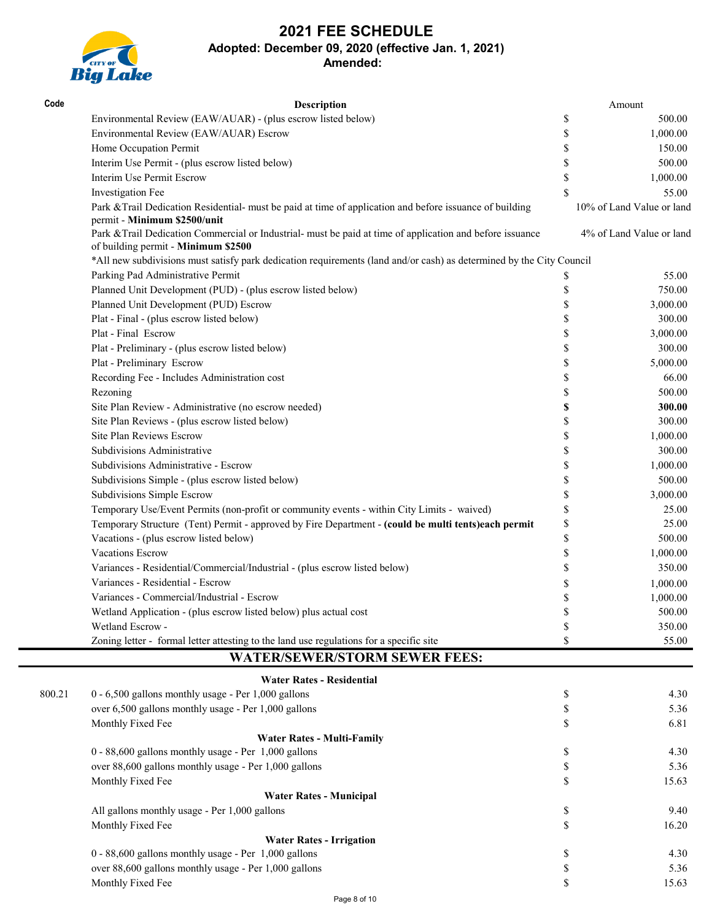# 2021 FEE SCHEDULE

**Adopted: December 09, 2020 (effective Jan. 1, 2021)**

**Amended:**

| Code | Description | | Amount |
|---|---|---|---|
| | Environmental Review (EAW/AUAR) - (plus escrow listed below) | $ | 500.00 |
| | Environmental Review (EAW/AUAR) Escrow | $ | 1,000.00 |
| | Home Occupation Permit | $ | 150.00 |
| | Interim Use Permit - (plus escrow listed below) | $ | 500.00 |
| | Interim Use Permit Escrow | $ | 1,000.00 |
| | Investigation Fee | $ | 55.00 |
| | Park &Trail Dedication Residential- must be paid at time of application and before issuance of building permit - **Minimum $2500/unit** | | 10% of Land Value or land |
| | Park &Trail Dedication Commercial or Industrial- must be paid at time of application and before issuance of building permit - **Minimum $2500** | | 4% of Land Value or land |
| | *All new subdivisions must satisfy park dedication requirements (land and/or cash) as determined by the City Council | | |
| | Parking Pad Administrative Permit | $ | 55.00 |
| | Planned Unit Development (PUD) - (plus escrow listed below) | $ | 750.00 |
| | Planned Unit Development (PUD) Escrow | $ | 3,000.00 |
| | Plat - Final - (plus escrow listed below) | $ | 300.00 |
| | Plat - Final Escrow | $ | 3,000.00 |
| | Plat - Preliminary - (plus escrow listed below) | $ | 300.00 |
| | Plat - Preliminary Escrow | $ | 5,000.00 |
| | Recording Fee - Includes Administration cost | $ | 66.00 |
| | Rezoning | $ | 500.00 |
| | Site Plan Review - Administrative (no escrow needed) | **$** | **300.00** |
| | Site Plan Reviews - (plus escrow listed below) | $ | 300.00 |
| | Site Plan Reviews Escrow | $ | 1,000.00 |
| | Subdivisions Administrative | $ | 300.00 |
| | Subdivisions Administrative - Escrow | $ | 1,000.00 |
| | Subdivisions Simple - (plus escrow listed below) | $ | 500.00 |
| | Subdivisions Simple Escrow | $ | 3,000.00 |
| | Temporary Use/Event Permits (non-profit or community events - within City Limits - waived) | $ | 25.00 |
| | Temporary Structure (Tent) Permit - approved by Fire Department - **(could be multi tents)each permit** | $ | 25.00 |
| | Vacations - (plus escrow listed below) | $ | 500.00 |
| | Vacations Escrow | $ | 1,000.00 |
| | Variances - Residential/Commercial/Industrial - (plus escrow listed below) | $ | 350.00 |
| | Variances - Residential - Escrow | $ | 1,000.00 |
| | Variances - Commercial/Industrial - Escrow | $ | 1,000.00 |
| | Wetland Application - (plus escrow listed below) plus actual cost | $ | 500.00 |
| | Wetland Escrow - | $ | 350.00 |
| | Zoning letter - formal letter attesting to the land use regulations for a specific site | $ | 55.00 |

## WATER/SEWER/STORM SEWER FEES:

| Code | Description | | Amount |
|---|---|---|---|
| | **Water Rates - Residential** | | |
| 800.21 | 0 - 6,500 gallons monthly usage - Per 1,000 gallons | $ | 4.30 |
| | over 6,500 gallons monthly usage - Per 1,000 gallons | $ | 5.36 |
| | Monthly Fixed Fee | $ | 6.81 |
| | **Water Rates - Multi-Family** | | |
| | 0 - 88,600 gallons monthly usage - Per 1,000 gallons | $ | 4.30 |
| | over 88,600 gallons monthly usage - Per 1,000 gallons | $ | 5.36 |
| | Monthly Fixed Fee | $ | 15.63 |
| | **Water Rates - Municipal** | | |
| | All gallons monthly usage - Per 1,000 gallons | $ | 9.40 |
| | Monthly Fixed Fee | $ | 16.20 |
| | **Water Rates - Irrigation** | | |
| | 0 - 88,600 gallons monthly usage - Per 1,000 gallons | $ | 4.30 |
| | over 88,600 gallons monthly usage - Per 1,000 gallons | $ | 5.36 |
| | Monthly Fixed Fee | $ | 15.63 |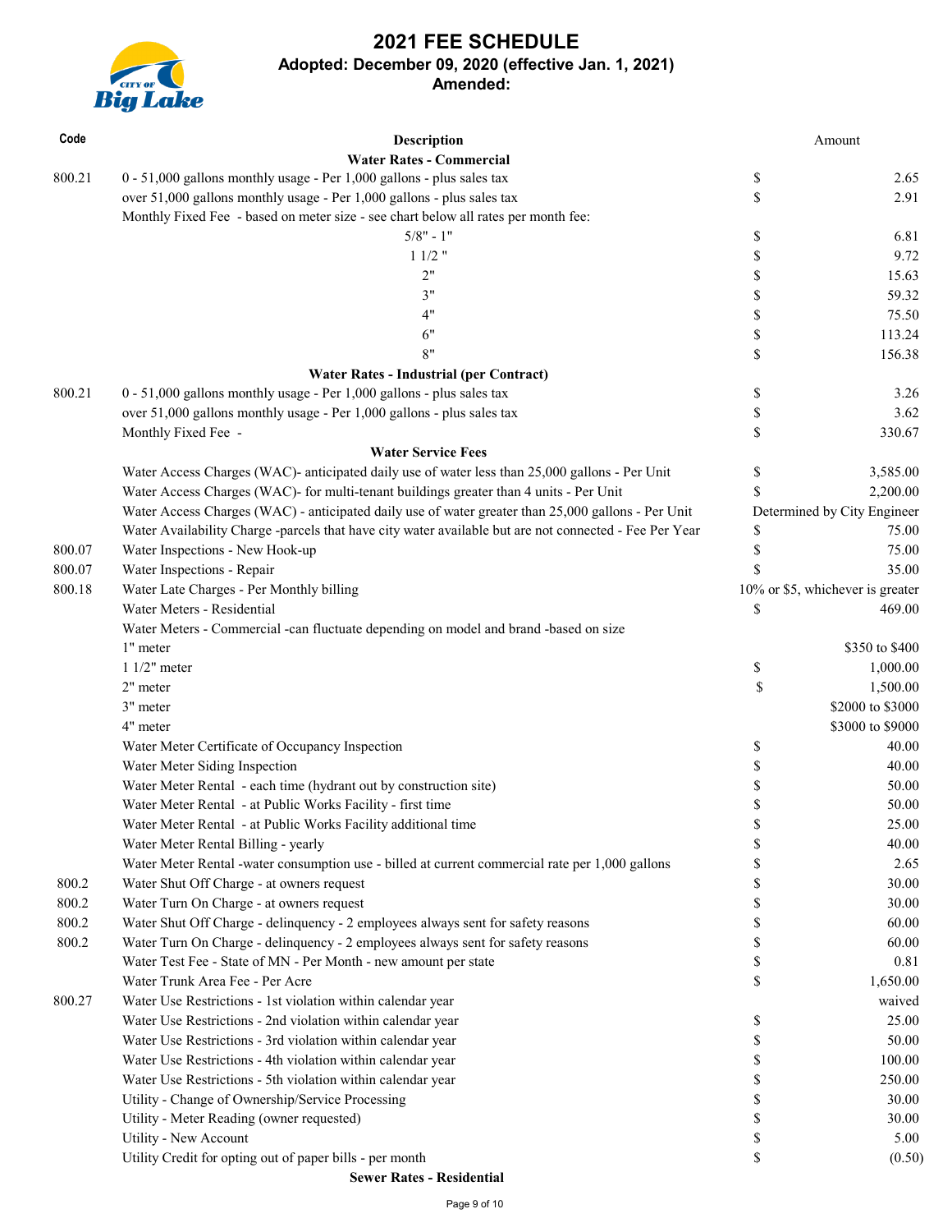# 2021 FEE SCHEDULE

**Adopted: December 09, 2020 (effective Jan. 1, 2021)**

**Amended:**

| Code | Description | | Amount |
|---|---|---|---|
| | **Water Rates - Commercial** | | |
| 800.21 | 0 - 51,000 gallons monthly usage - Per 1,000 gallons - plus sales tax | $ | 2.65 |
| | over 51,000 gallons monthly usage - Per 1,000 gallons - plus sales tax | $ | 2.91 |
| | Monthly Fixed Fee - based on meter size - see chart below all rates per month fee: | | |
| | 5/8" - 1" | $ | 6.81 |
| | 1 1/2 " | $ | 9.72 |
| | 2" | $ | 15.63 |
| | 3" | $ | 59.32 |
| | 4" | $ | 75.50 |
| | 6" | $ | 113.24 |
| | 8" | $ | 156.38 |
| | **Water Rates - Industrial (per Contract)** | | |
| 800.21 | 0 - 51,000 gallons monthly usage - Per 1,000 gallons - plus sales tax | $ | 3.26 |
| | over 51,000 gallons monthly usage - Per 1,000 gallons - plus sales tax | $ | 3.62 |
| | Monthly Fixed Fee - | $ | 330.67 |
| | **Water Service Fees** | | |
| | Water Access Charges (WAC)- anticipated daily use of water less than 25,000 gallons - Per Unit | $ | 3,585.00 |
| | Water Access Charges (WAC)- for multi-tenant buildings greater than 4 units - Per Unit | $ | 2,200.00 |
| | Water Access Charges (WAC) - anticipated daily use of water greater than 25,000 gallons - Per Unit | | Determined by City Engineer |
| | Water Availability Charge -parcels that have city water available but are not connected - Fee Per Year | $ | 75.00 |
| 800.07 | Water Inspections - New Hook-up | $ | 75.00 |
| 800.07 | Water Inspections - Repair | $ | 35.00 |
| 800.18 | Water Late Charges - Per Monthly billing | | 10% or $5, whichever is greater |
| | Water Meters - Residential | $ | 469.00 |
| | Water Meters - Commercial -can fluctuate depending on model and brand -based on size | | |
| | 1" meter | | $350 to $400 |
| | 1 1/2" meter | $ | 1,000.00 |
| | 2" meter | $ | 1,500.00 |
| | 3" meter | | $2000 to $3000 |
| | 4" meter | | $3000 to $9000 |
| | Water Meter Certificate of Occupancy Inspection | $ | 40.00 |
| | Water Meter Siding Inspection | $ | 40.00 |
| | Water Meter Rental - each time (hydrant out by construction site) | $ | 50.00 |
| | Water Meter Rental - at Public Works Facility - first time | $ | 50.00 |
| | Water Meter Rental - at Public Works Facility additional time | $ | 25.00 |
| | Water Meter Rental Billing - yearly | $ | 40.00 |
| | Water Meter Rental -water consumption use - billed at current commercial rate per 1,000 gallons | $ | 2.65 |
| 800.2 | Water Shut Off Charge - at owners request | $ | 30.00 |
| 800.2 | Water Turn On Charge - at owners request | $ | 30.00 |
| 800.2 | Water Shut Off Charge - delinquency - 2 employees always sent for safety reasons | $ | 60.00 |
| 800.2 | Water Turn On Charge - delinquency - 2 employees always sent for safety reasons | $ | 60.00 |
| | Water Test Fee - State of MN - Per Month - new amount per state | $ | 0.81 |
| | Water Trunk Area Fee - Per Acre | $ | 1,650.00 |
| 800.27 | Water Use Restrictions - 1st violation within calendar year | | waived |
| | Water Use Restrictions - 2nd violation within calendar year | $ | 25.00 |
| | Water Use Restrictions - 3rd violation within calendar year | $ | 50.00 |
| | Water Use Restrictions - 4th violation within calendar year | $ | 100.00 |
| | Water Use Restrictions - 5th violation within calendar year | $ | 250.00 |
| | Utility - Change of Ownership/Service Processing | $ | 30.00 |
| | Utility - Meter Reading (owner requested) | $ | 30.00 |
| | Utility - New Account | $ | 5.00 |
| | Utility Credit for opting out of paper bills - per month | $ | (0.50) |
| | **Sewer Rates - Residential** | | |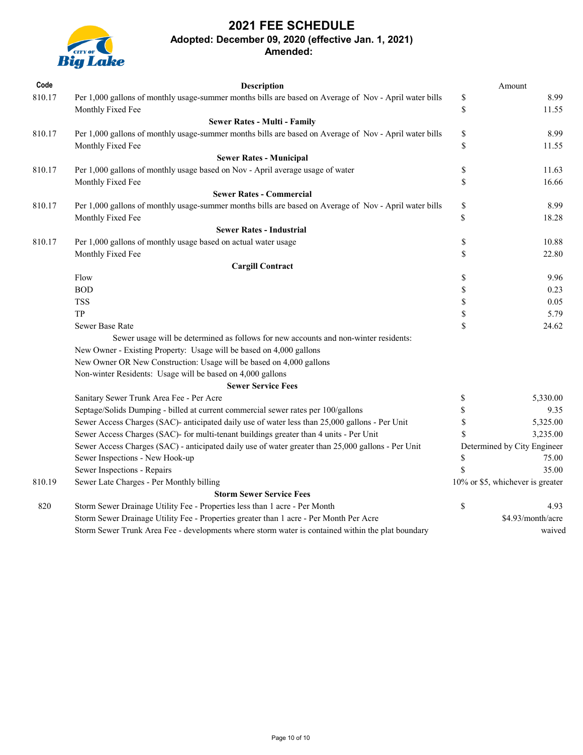# 2021 FEE SCHEDULE

**Adopted: December 09, 2020 (effective Jan. 1, 2021)**

**Amended:**

| Code | Description | | Amount |
|---|---|---|---|
| 810.17 | Per 1,000 gallons of monthly usage-summer months bills are based on Average of Nov - April water bills | $ | 8.99 |
| | Monthly Fixed Fee | $ | 11.55 |
| | **Sewer Rates - Multi - Family** | | |
| 810.17 | Per 1,000 gallons of monthly usage-summer months bills are based on Average of Nov - April water bills | $ | 8.99 |
| | Monthly Fixed Fee | $ | 11.55 |
| | **Sewer Rates - Municipal** | | |
| 810.17 | Per 1,000 gallons of monthly usage based on Nov - April average usage of water | $ | 11.63 |
| | Monthly Fixed Fee | $ | 16.66 |
| | **Sewer Rates - Commercial** | | |
| 810.17 | Per 1,000 gallons of monthly usage-summer months bills are based on Average of Nov - April water bills | $ | 8.99 |
| | Monthly Fixed Fee | $ | 18.28 |
| | **Sewer Rates - Industrial** | | |
| 810.17 | Per 1,000 gallons of monthly usage based on actual water usage | $ | 10.88 |
| | Monthly Fixed Fee | $ | 22.80 |
| | **Cargill Contract** | | |
| | Flow | $ | 9.96 |
| | BOD | $ | 0.23 |
| | TSS | $ | 0.05 |
| | TP | $ | 5.79 |
| | Sewer Base Rate | $ | 24.62 |
| | Sewer usage will be determined as follows for new accounts and non-winter residents: | | |
| | New Owner - Existing Property: Usage will be based on 4,000 gallons | | |
| | New Owner OR New Construction: Usage will be based on 4,000 gallons | | |
| | Non-winter Residents: Usage will be based on 4,000 gallons | | |
| | **Sewer Service Fees** | | |
| | Sanitary Sewer Trunk Area Fee - Per Acre | $ | 5,330.00 |
| | Septage/Solids Dumping - billed at current commercial sewer rates per 100/gallons | $ | 9.35 |
| | Sewer Access Charges (SAC)- anticipated daily use of water less than 25,000 gallons - Per Unit | $ | 5,325.00 |
| | Sewer Access Charges (SAC)- for multi-tenant buildings greater than 4 units - Per Unit | $ | 3,235.00 |
| | Sewer Access Charges (SAC) - anticipated daily use of water greater than 25,000 gallons - Per Unit | | Determined by City Engineer |
| | Sewer Inspections - New Hook-up | $ | 75.00 |
| | Sewer Inspections - Repairs | $ | 35.00 |
| 810.19 | Sewer Late Charges - Per Monthly billing | | 10% or $5, whichever is greater |
| | **Storm Sewer Service Fees** | | |
| 820 | Storm Sewer Drainage Utility Fee - Properties less than 1 acre - Per Month | $ | 4.93 |
| | Storm Sewer Drainage Utility Fee - Properties greater than 1 acre - Per Month Per Acre | | $4.93/month/acre |
| | Storm Sewer Trunk Area Fee - developments where storm water is contained within the plat boundary | | waived |